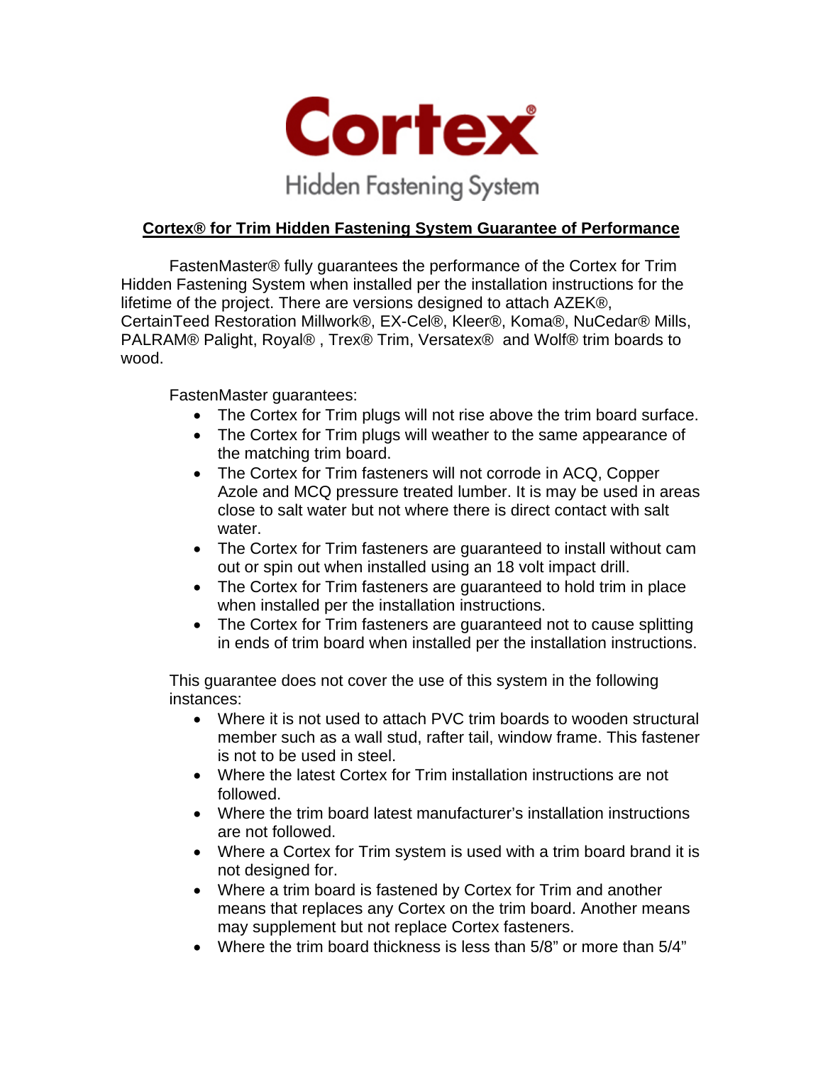# Cortex®

Hidden Fastening System

## Cortex® for Trim Hidden Fastening System Guarantee of Performance

FastenMaster® fully guarantees the performance of the Cortex for Trim Hidden Fastening System when installed per the installation instructions for the lifetime of the project. There are versions designed to attach AZEK®, CertainTeed Restoration Millwork®, EX-Cel®, Kleer®, Koma®, NuCedar® Mills, PALRAM® Palight, Royal® , Trex® Trim, Versatex® and Wolf® trim boards to wood.

FastenMaster guarantees:

- The Cortex for Trim plugs will not rise above the trim board surface.
- The Cortex for Trim plugs will weather to the same appearance of the matching trim board.
- The Cortex for Trim fasteners will not corrode in ACQ, Copper Azole and MCQ pressure treated lumber. It is may be used in areas close to salt water but not where there is direct contact with salt water.
- The Cortex for Trim fasteners are guaranteed to install without cam out or spin out when installed using an 18 volt impact drill.
- The Cortex for Trim fasteners are guaranteed to hold trim in place when installed per the installation instructions.
- The Cortex for Trim fasteners are guaranteed not to cause splitting in ends of trim board when installed per the installation instructions.

This guarantee does not cover the use of this system in the following instances:

- Where it is not used to attach PVC trim boards to wooden structural member such as a wall stud, rafter tail, window frame. This fastener is not to be used in steel.
- Where the latest Cortex for Trim installation instructions are not followed.
- Where the trim board latest manufacturer's installation instructions are not followed.
- Where a Cortex for Trim system is used with a trim board brand it is not designed for.
- Where a trim board is fastened by Cortex for Trim and another means that replaces any Cortex on the trim board. Another means may supplement but not replace Cortex fasteners.
- Where the trim board thickness is less than 5/8" or more than 5/4"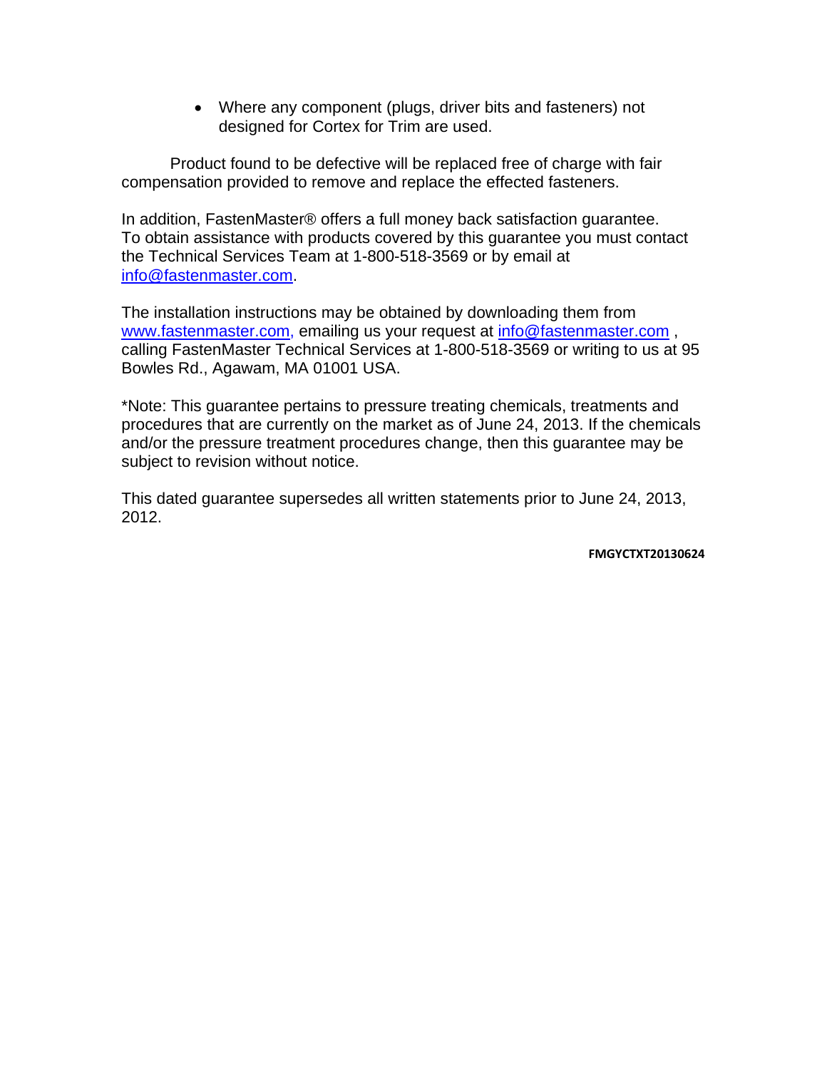- Where any component (plugs, driver bits and fasteners) not designed for Cortex for Trim are used.

Product found to be defective will be replaced free of charge with fair compensation provided to remove and replace the effected fasteners.

In addition, FastenMaster® offers a full money back satisfaction guarantee. To obtain assistance with products covered by this guarantee you must contact the Technical Services Team at 1-800-518-3569 or by email at info@fastenmaster.com.

The installation instructions may be obtained by downloading them from www.fastenmaster.com, emailing us your request at info@fastenmaster.com , calling FastenMaster Technical Services at 1-800-518-3569 or writing to us at 95 Bowles Rd., Agawam, MA 01001 USA.

*Note: This guarantee pertains to pressure treating chemicals, treatments and procedures that are currently on the market as of June 24, 2013. If the chemicals and/or the pressure treatment procedures change, then this guarantee may be subject to revision without notice.

This dated guarantee supersedes all written statements prior to June 24, 2013, 2012.

**FMGYCTXT20130624**